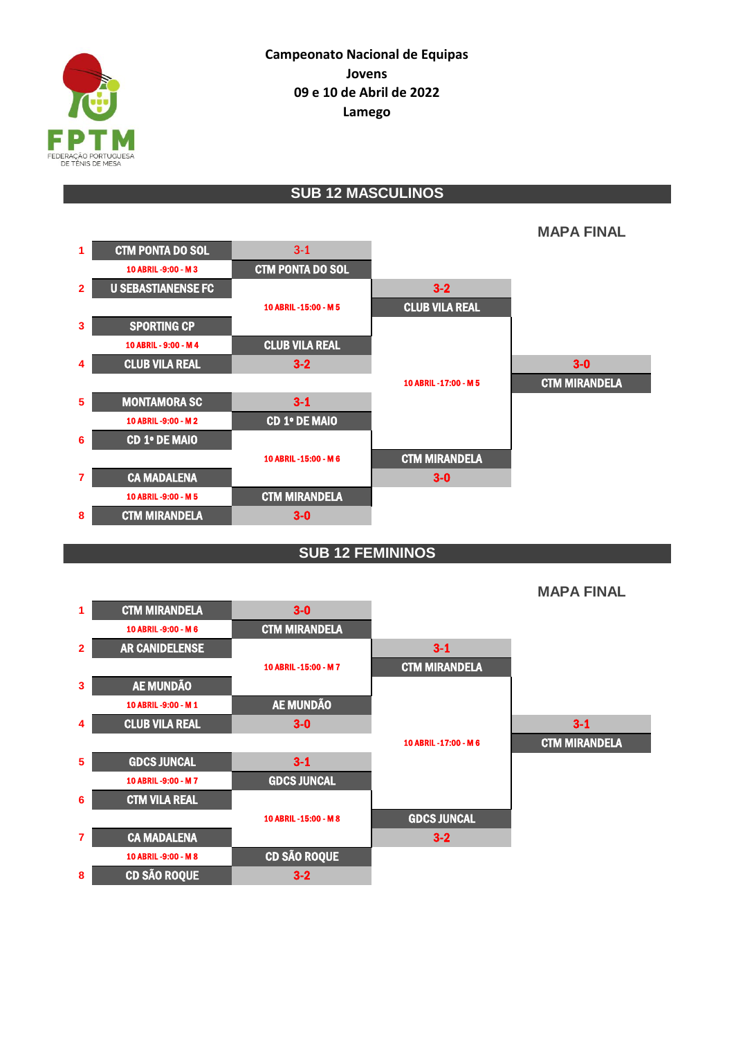FPTM
FEDERAÇÃO PORTUGUESA DE TÉNIS DE MESA

**Campeonato Nacional de Equipas**
**Jovens**
**09 e 10 de Abril de 2022**
**Lamego**

## SUB 12 MASCULINOS

### MAPA FINAL

| # | Equipa | Quartos de final | Meias-finais | Final |
|---|---|---|---|---|
| 1 | CTM PONTA DO SOL | 3-1 | | |
| | 10 ABRIL -9:00 - M 3 | CTM PONTA DO SOL | | |
| 2 | U SEBASTIANENSE FC | | 3-2 | |
| | | 10 ABRIL -15:00 - M 5 | CLUB VILA REAL | |
| 3 | SPORTING CP | | | |
| | 10 ABRIL - 9:00 - M 4 | CLUB VILA REAL | | |
| 4 | CLUB VILA REAL | 3-2 | | 3-0 |
| | | | 10 ABRIL -17:00 - M 5 | CTM MIRANDELA |
| 5 | MONTAMORA SC | 3-1 | | |
| | 10 ABRIL -9:00 - M 2 | CD 1º DE MAIO | | |
| 6 | CD 1º DE MAIO | | | |
| | | 10 ABRIL -15:00 - M 6 | CTM MIRANDELA | |
| 7 | CA MADALENA | | 3-0 | |
| | 10 ABRIL -9:00 - M 5 | CTM MIRANDELA | | |
| 8 | CTM MIRANDELA | 3-0 | | |

## SUB 12 FEMININOS

### MAPA FINAL

| # | Equipa | Quartos de final | Meias-finais | Final |
|---|---|---|---|---|
| 1 | CTM MIRANDELA | 3-0 | | |
| | 10 ABRIL -9:00 - M 6 | CTM MIRANDELA | | |
| 2 | AR CANIDELENSE | | 3-1 | |
| | | 10 ABRIL -15:00 - M 7 | CTM MIRANDELA | |
| 3 | AE MUNDÃO | | | |
| | 10 ABRIL -9:00 - M 1 | AE MUNDÃO | | |
| 4 | CLUB VILA REAL | 3-0 | | 3-1 |
| | | | 10 ABRIL -17:00 - M 6 | CTM MIRANDELA |
| 5 | GDCS JUNCAL | 3-1 | | |
| | 10 ABRIL -9:00 - M 7 | GDCS JUNCAL | | |
| 6 | CTM VILA REAL | | | |
| | | 10 ABRIL -15:00 - M 8 | GDCS JUNCAL | |
| 7 | CA MADALENA | | 3-2 | |
| | 10 ABRIL -9:00 - M 8 | CD SÃO ROQUE | | |
| 8 | CD SÃO ROQUE | 3-2 | | |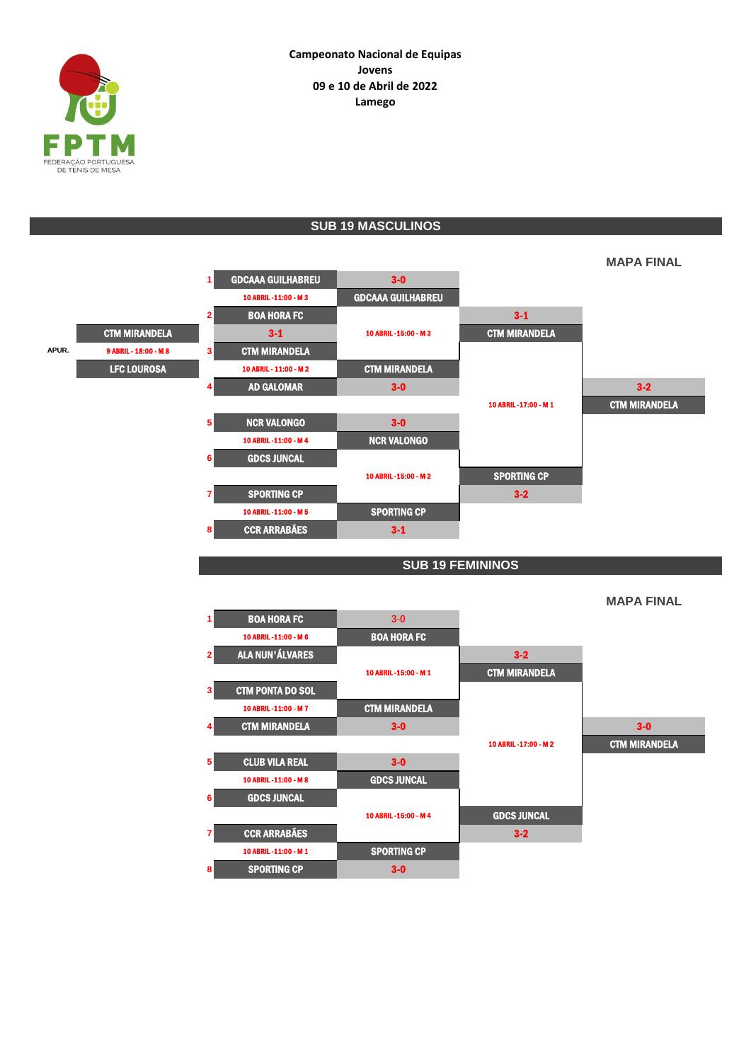**Campeonato Nacional de Equipas**
**Jovens**
**09 e 10 de Abril de 2022**
**Lamego**

FPTM
FEDERAÇÃO PORTUGUESA DE TÉNIS DE MESA

## SUB 19 MASCULINOS

### MAPA FINAL

APUR.

- CTM MIRANDELA
- 3-1
- 9 ABRIL - 18:00 - M 8
- LFC LOUROSA

1 GDCAAA GUILHABREU — 3-0
10 ABRIL - 11:00 - M 3 — GDCAAA GUILHABREU
2 BOA HORA FC

3 CTM MIRANDELA
10 ABRIL - 11:00 - M 2 — CTM MIRANDELA
4 AD GALOMAR — 3-0

5 NCR VALONGO — 3-0
10 ABRIL - 11:00 - M 4 — NCR VALONGO
6 GDCS JUNCAL

7 SPORTING CP
10 ABRIL - 11:00 - M 5 — SPORTING CP
8 CCR ARRABÃES — 3-1

10 ABRIL - 15:00 - M 3 — CTM MIRANDELA — 3-1

10 ABRIL - 15:00 - M 2 — SPORTING CP — 3-2

10 ABRIL - 17:00 - M 1 — CTM MIRANDELA — 3-2

## SUB 19 FEMININOS

### MAPA FINAL

1 BOA HORA FC — 3-0
10 ABRIL - 11:00 - M 6 — BOA HORA FC
2 ALA NUN'ÁLVARES

3 CTM PONTA DO SOL
10 ABRIL - 11:00 - M 7 — CTM MIRANDELA
4 CTM MIRANDELA — 3-0

5 CLUB VILA REAL — 3-0
10 ABRIL - 11:00 - M 8 — GDCS JUNCAL
6 GDCS JUNCAL

7 CCR ARRABÃES
10 ABRIL - 11:00 - M 1 — SPORTING CP
8 SPORTING CP — 3-0

10 ABRIL - 15:00 - M 1 — CTM MIRANDELA — 3-2

10 ABRIL - 15:00 - M 4 — GDCS JUNCAL — 3-2

10 ABRIL - 17:00 - M 2 — CTM MIRANDELA — 3-0